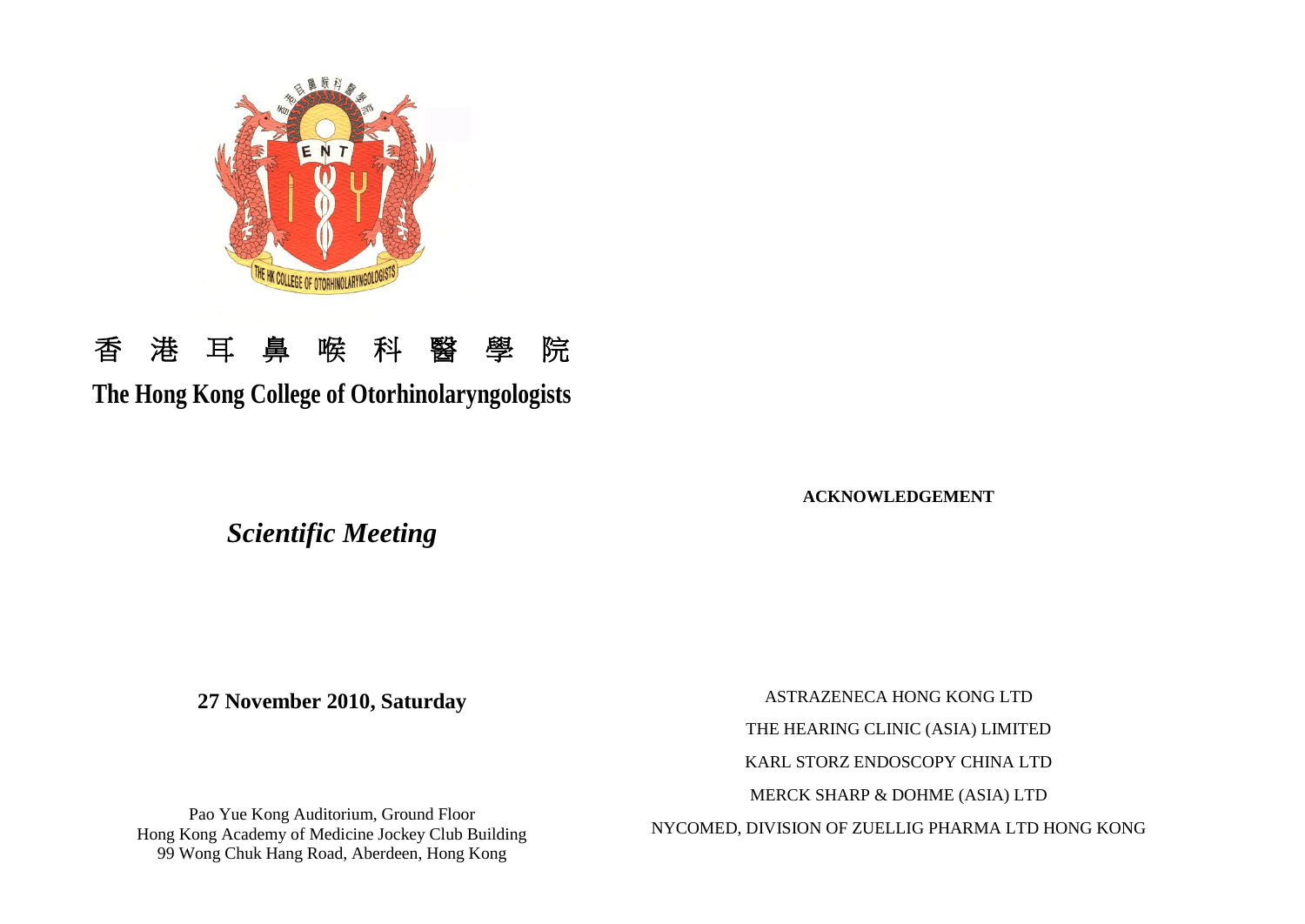# 香 港 耳 鼻 喉 科 醫 學 院

## The Hong Kong College of Otorhinolaryngologists

***Scientific Meeting***

**27 November 2010, Saturday**

Pao Yue Kong Auditorium, Ground Floor
Hong Kong Academy of Medicine Jockey Club Building
99 Wong Chuk Hang Road, Aberdeen, Hong Kong

**ACKNOWLEDGEMENT**

ASTRAZENECA HONG KONG LTD

THE HEARING CLINIC (ASIA) LIMITED

KARL STORZ ENDOSCOPY CHINA LTD

MERCK SHARP & DOHME (ASIA) LTD

NYCOMED, DIVISION OF ZUELLIG PHARMA LTD HONG KONG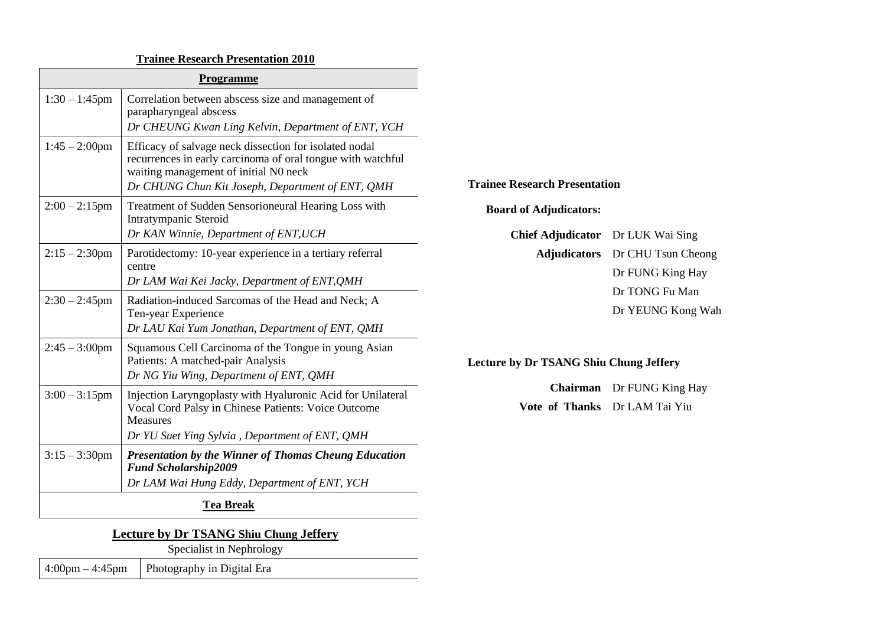**Trainee Research Presentation 2010**

| **Programme** | |
|---|---|
| 1:30 – 1:45pm | Correlation between abscess size and management of parapharyngeal abscess<br>*Dr CHEUNG Kwan Ling Kelvin, Department of ENT, YCH* |
| 1:45 – 2:00pm | Efficacy of salvage neck dissection for isolated nodal recurrences in early carcinoma of oral tongue with watchful waiting management of initial N0 neck<br>*Dr CHUNG Chun Kit Joseph, Department of ENT, QMH* |
| 2:00 – 2:15pm | Treatment of Sudden Sensorioneural Hearing Loss with Intratympanic Steroid<br>*Dr KAN Winnie, Department of ENT,UCH* |
| 2:15 – 2:30pm | Parotidectomy: 10-year experience in a tertiary referral centre<br>*Dr LAM Wai Kei Jacky, Department of ENT,QMH* |
| 2:30 – 2:45pm | Radiation-induced Sarcomas of the Head and Neck; A Ten-year Experience<br>*Dr LAU Kai Yum Jonathan, Department of ENT, QMH* |
| 2:45 – 3:00pm | Squamous Cell Carcinoma of the Tongue in young Asian Patients: A matched-pair Analysis<br>*Dr NG Yiu Wing, Department of ENT, QMH* |
| 3:00 – 3:15pm | Injection Laryngoplasty with Hyaluronic Acid for Unilateral Vocal Cord Palsy in Chinese Patients: Voice Outcome Measures<br>*Dr YU Suet Ying Sylvia , Department of ENT, QMH* |
| 3:15 – 3:30pm | ***Presentation by the Winner of Thomas Cheung Education Fund Scholarship2009***<br>*Dr LAM Wai Hung Eddy, Department of ENT, YCH* |
| **Tea Break** | |

**Lecture by Dr TSANG Shiu Chung Jeffery**

Specialist in Nephrology

| | |
|---|---|
| 4:00pm – 4:45pm | Photography in Digital Era |

**Trainee Research Presentation**

**Board of Adjudicators:**

| | |
|---|---|
| **Chief Adjudicator** | Dr LUK Wai Sing |
| **Adjudicators** | Dr CHU Tsun Cheong |
| | Dr FUNG King Hay |
| | Dr TONG Fu Man |
| | Dr YEUNG Kong Wah |

**Lecture by Dr TSANG Shiu Chung Jeffery**

| | |
|---|---|
| **Chairman** | Dr FUNG King Hay |
| **Vote of Thanks** | Dr LAM Tai Yiu |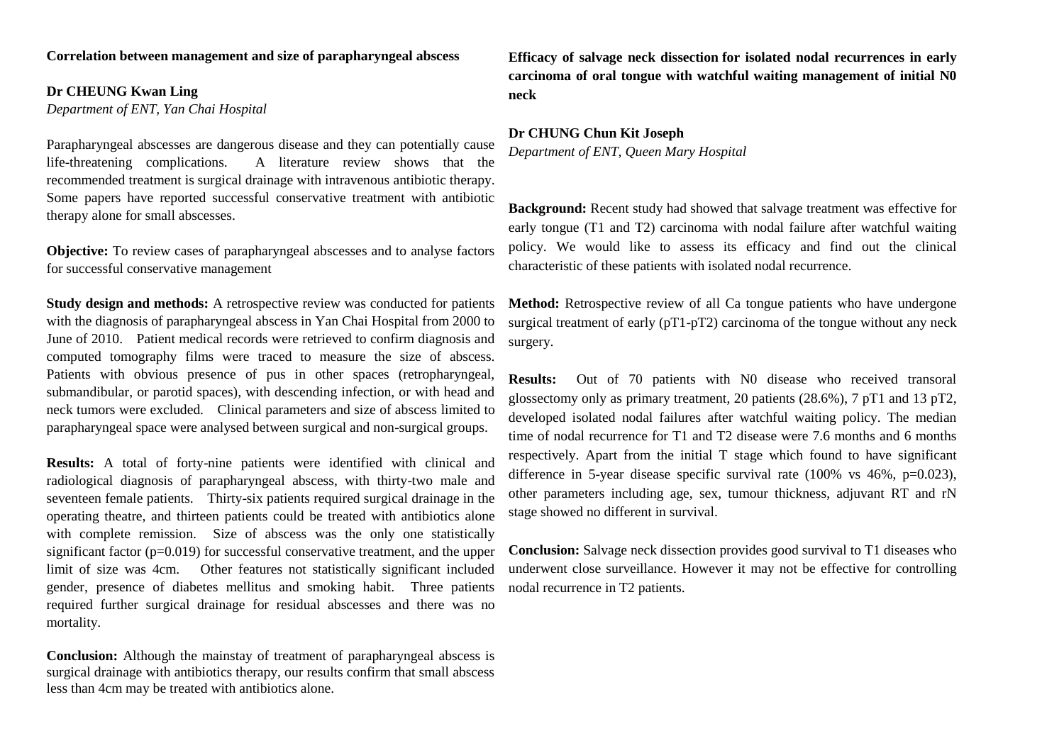## Correlation between management and size of parapharyngeal abscess

**Dr CHEUNG Kwan Ling**
*Department of ENT, Yan Chai Hospital*

Parapharyngeal abscesses are dangerous disease and they can potentially cause life-threatening complications. A literature review shows that the recommended treatment is surgical drainage with intravenous antibiotic therapy. Some papers have reported successful conservative treatment with antibiotic therapy alone for small abscesses.

**Objective:** To review cases of parapharyngeal abscesses and to analyse factors for successful conservative management

**Study design and methods:** A retrospective review was conducted for patients with the diagnosis of parapharyngeal abscess in Yan Chai Hospital from 2000 to June of 2010. Patient medical records were retrieved to confirm diagnosis and computed tomography films were traced to measure the size of abscess. Patients with obvious presence of pus in other spaces (retropharyngeal, submandibular, or parotid spaces), with descending infection, or with head and neck tumors were excluded. Clinical parameters and size of abscess limited to parapharyngeal space were analysed between surgical and non-surgical groups.

**Results:** A total of forty-nine patients were identified with clinical and radiological diagnosis of parapharyngeal abscess, with thirty-two male and seventeen female patients. Thirty-six patients required surgical drainage in the operating theatre, and thirteen patients could be treated with antibiotics alone with complete remission. Size of abscess was the only one statistically significant factor ($p=0.019$) for successful conservative treatment, and the upper limit of size was 4cm. Other features not statistically significant included gender, presence of diabetes mellitus and smoking habit. Three patients required further surgical drainage for residual abscesses and there was no mortality.

**Conclusion:** Although the mainstay of treatment of parapharyngeal abscess is surgical drainage with antibiotics therapy, our results confirm that small abscess less than 4cm may be treated with antibiotics alone.

## Efficacy of salvage neck dissection for isolated nodal recurrences in early carcinoma of oral tongue with watchful waiting management of initial N0 neck

**Dr CHUNG Chun Kit Joseph**
*Department of ENT, Queen Mary Hospital*

**Background:** Recent study had showed that salvage treatment was effective for early tongue (T1 and T2) carcinoma with nodal failure after watchful waiting policy. We would like to assess its efficacy and find out the clinical characteristic of these patients with isolated nodal recurrence.

**Method:** Retrospective review of all Ca tongue patients who have undergone surgical treatment of early (pT1-pT2) carcinoma of the tongue without any neck surgery.

**Results:** Out of 70 patients with N0 disease who received transoral glossectomy only as primary treatment, 20 patients (28.6%), 7 pT1 and 13 pT2, developed isolated nodal failures after watchful waiting policy. The median time of nodal recurrence for T1 and T2 disease were 7.6 months and 6 months respectively. Apart from the initial T stage which found to have significant difference in 5-year disease specific survival rate (100% vs 46%, $p=0.023$), other parameters including age, sex, tumour thickness, adjuvant RT and rN stage showed no different in survival.

**Conclusion:** Salvage neck dissection provides good survival to T1 diseases who underwent close surveillance. However it may not be effective for controlling nodal recurrence in T2 patients.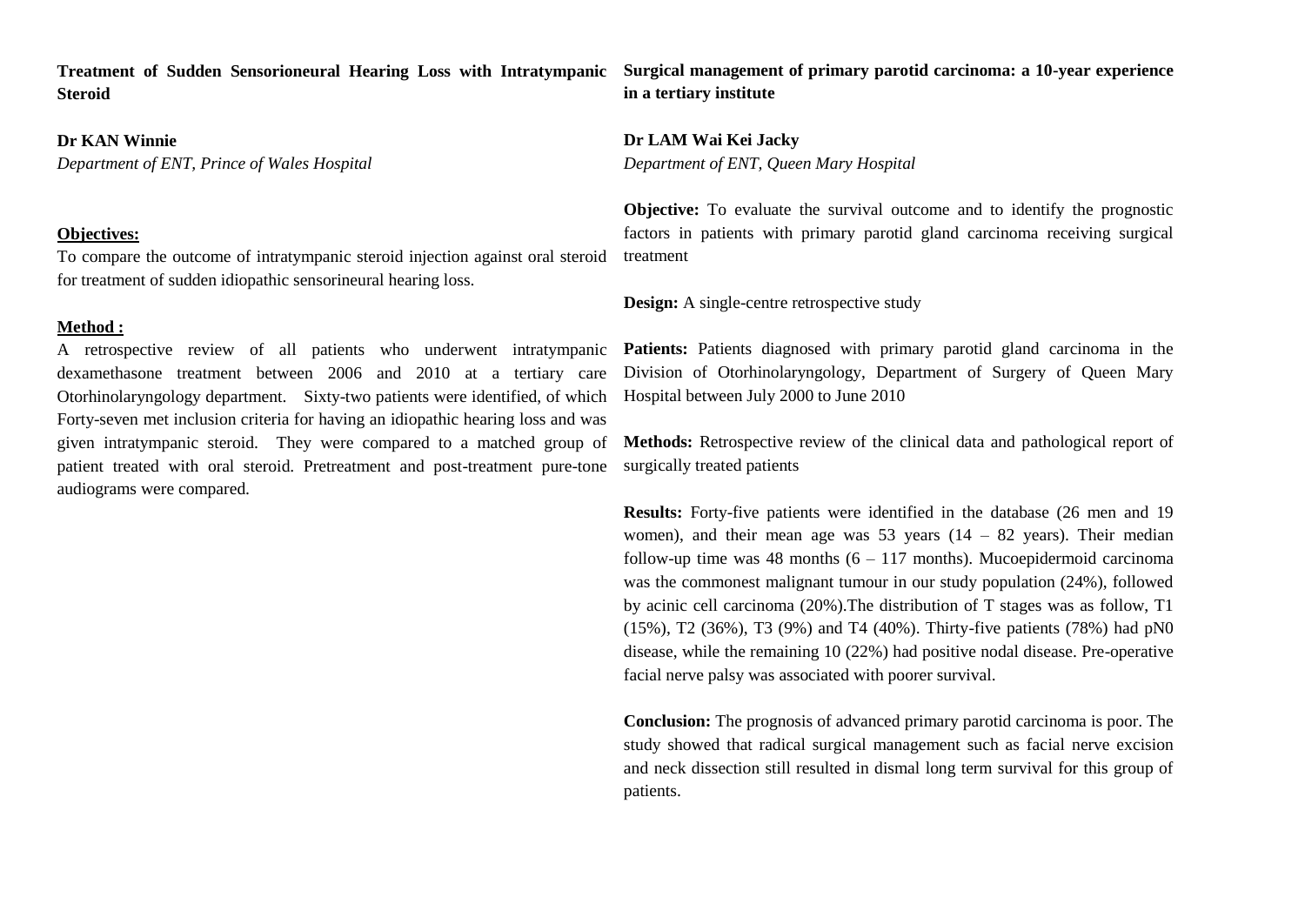## Treatment of Sudden Sensorioneural Hearing Loss with Intratympanic Steroid

**Dr KAN Winnie**
*Department of ENT, Prince of Wales Hospital*

**Objectives:**

To compare the outcome of intratympanic steroid injection against oral steroid for treatment of sudden idiopathic sensorineural hearing loss.

**Method :**

A retrospective review of all patients who underwent intratympanic dexamethasone treatment between 2006 and 2010 at a tertiary care Otorhinolaryngology department. Sixty-two patients were identified, of which Forty-seven met inclusion criteria for having an idiopathic hearing loss and was given intratympanic steroid. They were compared to a matched group of patient treated with oral steroid. Pretreatment and post-treatment pure-tone audiograms were compared.

## Surgical management of primary parotid carcinoma: a 10-year experience in a tertiary institute

**Dr LAM Wai Kei Jacky**
*Department of ENT, Queen Mary Hospital*

**Objective:** To evaluate the survival outcome and to identify the prognostic factors in patients with primary parotid gland carcinoma receiving surgical treatment

**Design:** A single-centre retrospective study

**Patients:** Patients diagnosed with primary parotid gland carcinoma in the Division of Otorhinolaryngology, Department of Surgery of Queen Mary Hospital between July 2000 to June 2010

**Methods:** Retrospective review of the clinical data and pathological report of surgically treated patients

**Results:** Forty-five patients were identified in the database (26 men and 19 women), and their mean age was 53 years (14 – 82 years). Their median follow-up time was 48 months (6 – 117 months). Mucoepidermoid carcinoma was the commonest malignant tumour in our study population (24%), followed by acinic cell carcinoma (20%).The distribution of T stages was as follow, T1 (15%), T2 (36%), T3 (9%) and T4 (40%). Thirty-five patients (78%) had pN0 disease, while the remaining 10 (22%) had positive nodal disease. Pre-operative facial nerve palsy was associated with poorer survival.

**Conclusion:** The prognosis of advanced primary parotid carcinoma is poor. The study showed that radical surgical management such as facial nerve excision and neck dissection still resulted in dismal long term survival for this group of patients.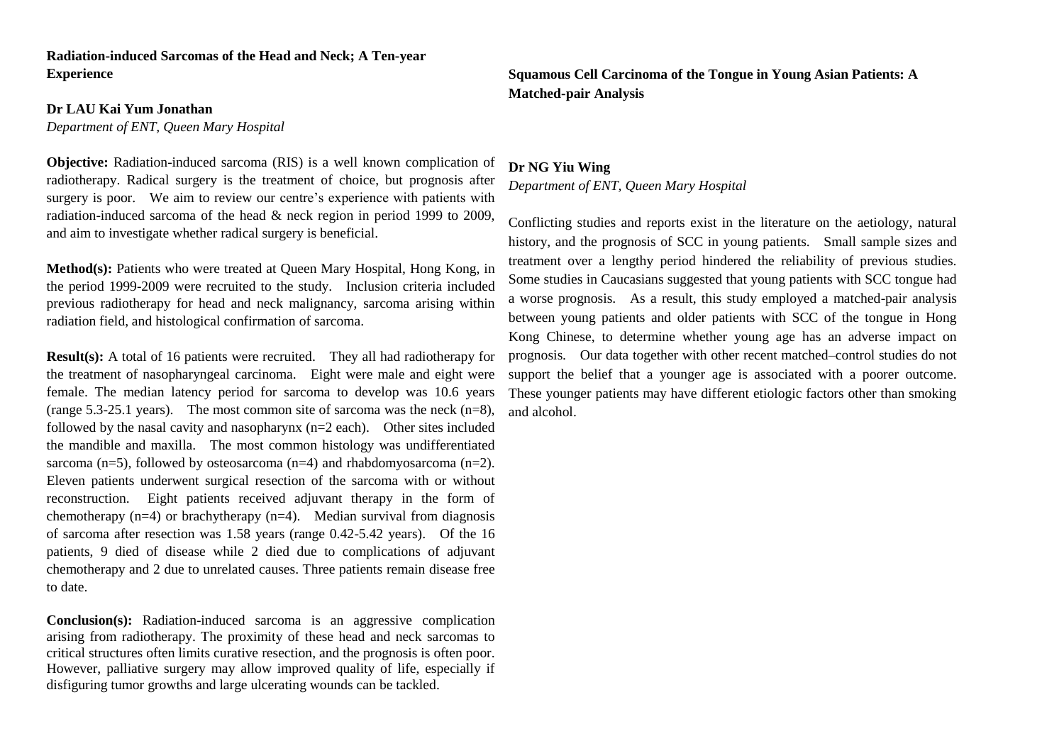## Radiation-induced Sarcomas of the Head and Neck; A Ten-year Experience

**Dr LAU Kai Yum Jonathan**

*Department of ENT, Queen Mary Hospital*

**Objective:** Radiation-induced sarcoma (RIS) is a well known complication of radiotherapy. Radical surgery is the treatment of choice, but prognosis after surgery is poor. We aim to review our centre's experience with patients with radiation-induced sarcoma of the head & neck region in period 1999 to 2009, and aim to investigate whether radical surgery is beneficial.

**Method(s):** Patients who were treated at Queen Mary Hospital, Hong Kong, in the period 1999-2009 were recruited to the study. Inclusion criteria included previous radiotherapy for head and neck malignancy, sarcoma arising within radiation field, and histological confirmation of sarcoma.

**Result(s):** A total of 16 patients were recruited. They all had radiotherapy for the treatment of nasopharyngeal carcinoma. Eight were male and eight were female. The median latency period for sarcoma to develop was 10.6 years (range 5.3-25.1 years). The most common site of sarcoma was the neck (n=8), followed by the nasal cavity and nasopharynx (n=2 each). Other sites included the mandible and maxilla. The most common histology was undifferentiated sarcoma (n=5), followed by osteosarcoma (n=4) and rhabdomyosarcoma (n=2). Eleven patients underwent surgical resection of the sarcoma with or without reconstruction. Eight patients received adjuvant therapy in the form of chemotherapy (n=4) or brachytherapy (n=4). Median survival from diagnosis of sarcoma after resection was 1.58 years (range 0.42-5.42 years). Of the 16 patients, 9 died of disease while 2 died due to complications of adjuvant chemotherapy and 2 due to unrelated causes. Three patients remain disease free to date.

**Conclusion(s):** Radiation-induced sarcoma is an aggressive complication arising from radiotherapy. The proximity of these head and neck sarcomas to critical structures often limits curative resection, and the prognosis is often poor. However, palliative surgery may allow improved quality of life, especially if disfiguring tumor growths and large ulcerating wounds can be tackled.

## Squamous Cell Carcinoma of the Tongue in Young Asian Patients: A Matched-pair Analysis

**Dr NG Yiu Wing**

*Department of ENT, Queen Mary Hospital*

Conflicting studies and reports exist in the literature on the aetiology, natural history, and the prognosis of SCC in young patients. Small sample sizes and treatment over a lengthy period hindered the reliability of previous studies. Some studies in Caucasians suggested that young patients with SCC tongue had a worse prognosis. As a result, this study employed a matched-pair analysis between young patients and older patients with SCC of the tongue in Hong Kong Chinese, to determine whether young age has an adverse impact on prognosis. Our data together with other recent matched–control studies do not support the belief that a younger age is associated with a poorer outcome. These younger patients may have different etiologic factors other than smoking and alcohol.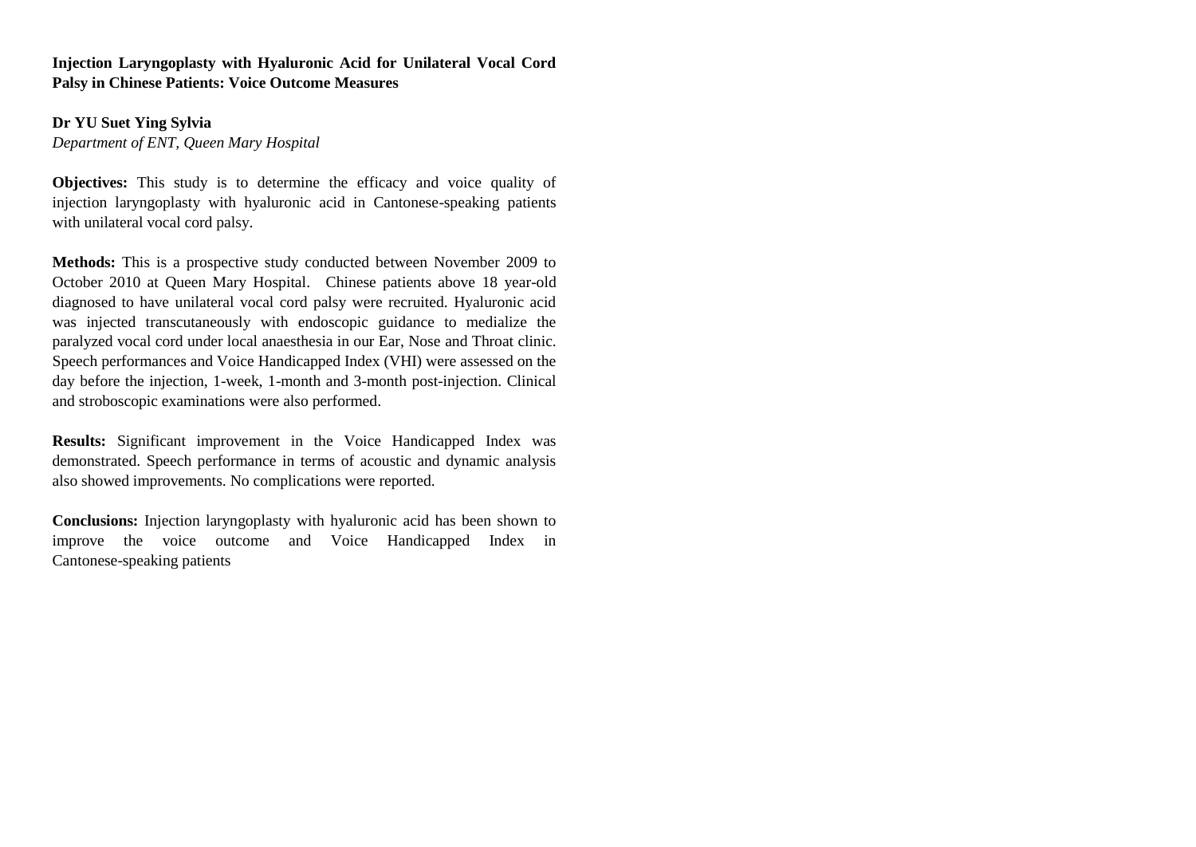**Injection Laryngoplasty with Hyaluronic Acid for Unilateral Vocal Cord Palsy in Chinese Patients: Voice Outcome Measures**

**Dr YU Suet Ying Sylvia**
*Department of ENT, Queen Mary Hospital*

**Objectives:** This study is to determine the efficacy and voice quality of injection laryngoplasty with hyaluronic acid in Cantonese-speaking patients with unilateral vocal cord palsy.

**Methods:** This is a prospective study conducted between November 2009 to October 2010 at Queen Mary Hospital. Chinese patients above 18 year-old diagnosed to have unilateral vocal cord palsy were recruited. Hyaluronic acid was injected transcutaneously with endoscopic guidance to medialize the paralyzed vocal cord under local anaesthesia in our Ear, Nose and Throat clinic. Speech performances and Voice Handicapped Index (VHI) were assessed on the day before the injection, 1-week, 1-month and 3-month post-injection. Clinical and stroboscopic examinations were also performed.

**Results:** Significant improvement in the Voice Handicapped Index was demonstrated. Speech performance in terms of acoustic and dynamic analysis also showed improvements. No complications were reported.

**Conclusions:** Injection laryngoplasty with hyaluronic acid has been shown to improve the voice outcome and Voice Handicapped Index in Cantonese-speaking patients